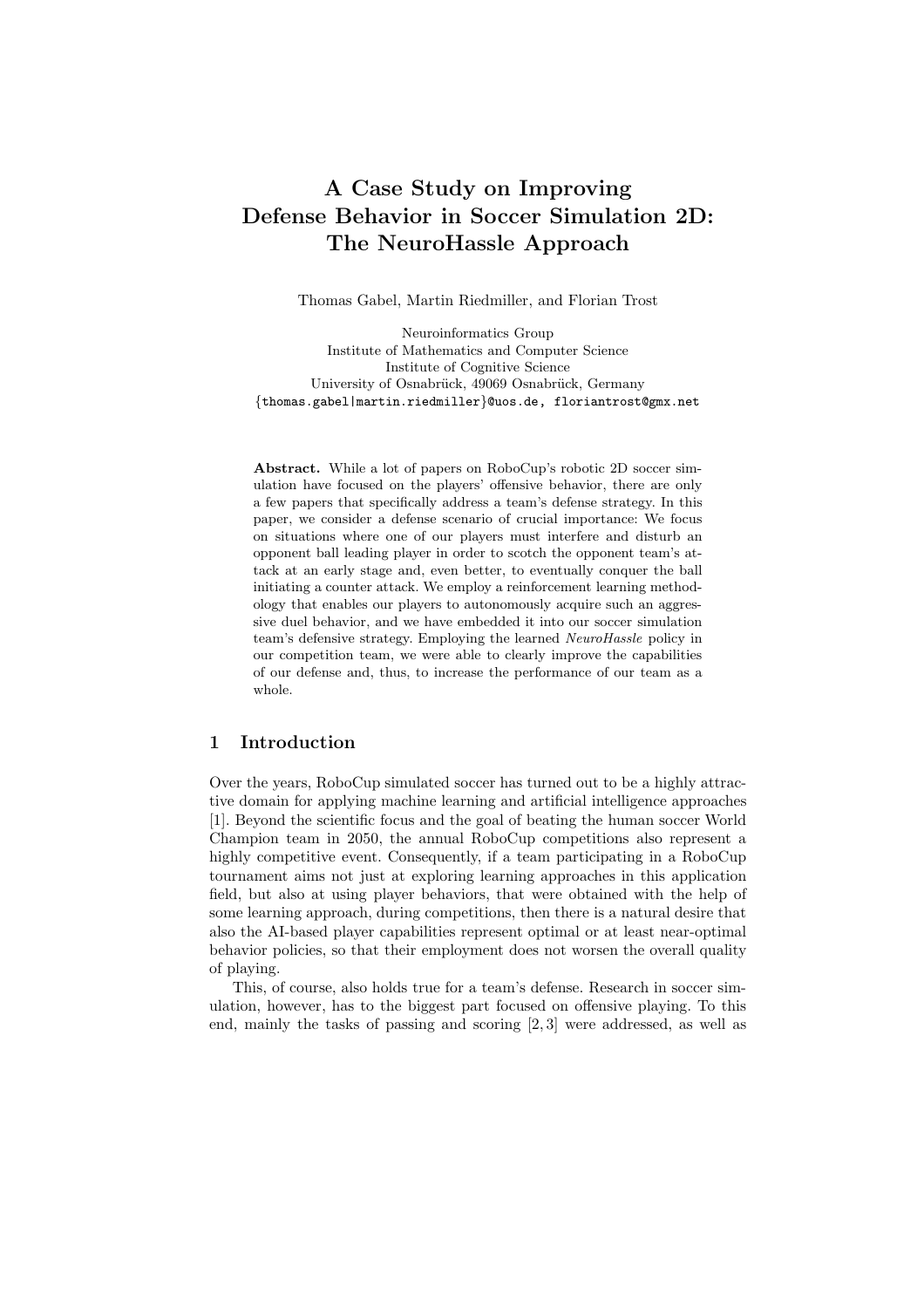# A Case Study on Improving Defense Behavior in Soccer Simulation 2D: The NeuroHassle Approach

Thomas Gabel, Martin Riedmiller, and Florian Trost

Neuroinformatics Group
Institute of Mathematics and Computer Science
Institute of Cognitive Science
University of Osnabrück, 49069 Osnabrück, Germany
{thomas.gabel|martin.riedmiller}@uos.de, floriantrost@gmx.net

**Abstract.** While a lot of papers on RoboCup's robotic 2D soccer simulation have focused on the players' offensive behavior, there are only a few papers that specifically address a team's defense strategy. In this paper, we consider a defense scenario of crucial importance: We focus on situations where one of our players must interfere and disturb an opponent ball leading player in order to scotch the opponent team's attack at an early stage and, even better, to eventually conquer the ball initiating a counter attack. We employ a reinforcement learning methodology that enables our players to autonomously acquire such an aggressive duel behavior, and we have embedded it into our soccer simulation team's defensive strategy. Employing the learned *NeuroHassle* policy in our competition team, we were able to clearly improve the capabilities of our defense and, thus, to increase the performance of our team as a whole.

## 1 Introduction

Over the years, RoboCup simulated soccer has turned out to be a highly attractive domain for applying machine learning and artificial intelligence approaches [1]. Beyond the scientific focus and the goal of beating the human soccer World Champion team in 2050, the annual RoboCup competitions also represent a highly competitive event. Consequently, if a team participating in a RoboCup tournament aims not just at exploring learning approaches in this application field, but also at using player behaviors, that were obtained with the help of some learning approach, during competitions, then there is a natural desire that also the AI-based player capabilities represent optimal or at least near-optimal behavior policies, so that their employment does not worsen the overall quality of playing.

This, of course, also holds true for a team's defense. Research in soccer simulation, however, has to the biggest part focused on offensive playing. To this end, mainly the tasks of passing and scoring [2, 3] were addressed, as well as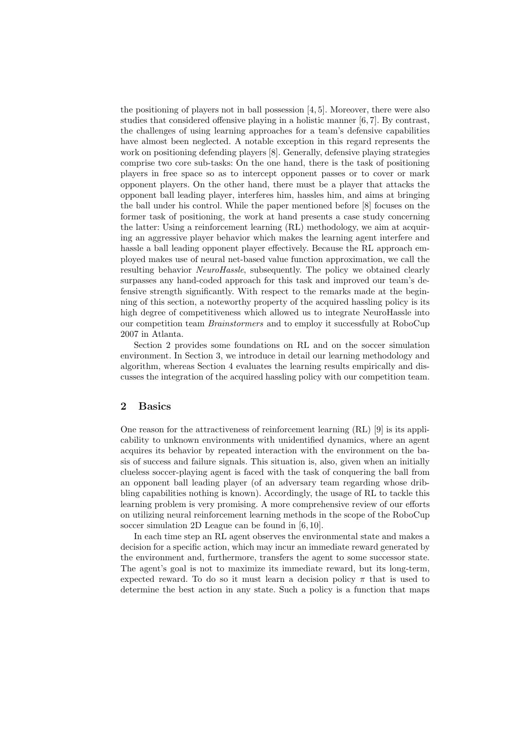the positioning of players not in ball possession [4, 5]. Moreover, there were also studies that considered offensive playing in a holistic manner [6, 7]. By contrast, the challenges of using learning approaches for a team's defensive capabilities have almost been neglected. A notable exception in this regard represents the work on positioning defending players [8]. Generally, defensive playing strategies comprise two core sub-tasks: On the one hand, there is the task of positioning players in free space so as to intercept opponent passes or to cover or mark opponent players. On the other hand, there must be a player that attacks the opponent ball leading player, interferes him, hassles him, and aims at bringing the ball under his control. While the paper mentioned before [8] focuses on the former task of positioning, the work at hand presents a case study concerning the latter: Using a reinforcement learning (RL) methodology, we aim at acquiring an aggressive player behavior which makes the learning agent interfere and hassle a ball leading opponent player effectively. Because the RL approach employed makes use of neural net-based value function approximation, we call the resulting behavior *NeuroHassle*, subsequently. The policy we obtained clearly surpasses any hand-coded approach for this task and improved our team's defensive strength significantly. With respect to the remarks made at the beginning of this section, a noteworthy property of the acquired hassling policy is its high degree of competitiveness which allowed us to integrate NeuroHassle into our competition team *Brainstormers* and to employ it successfully at RoboCup 2007 in Atlanta.

Section 2 provides some foundations on RL and on the soccer simulation environment. In Section 3, we introduce in detail our learning methodology and algorithm, whereas Section 4 evaluates the learning results empirically and discusses the integration of the acquired hassling policy with our competition team.

## 2 Basics

One reason for the attractiveness of reinforcement learning (RL) [9] is its applicability to unknown environments with unidentified dynamics, where an agent acquires its behavior by repeated interaction with the environment on the basis of success and failure signals. This situation is, also, given when an initially clueless soccer-playing agent is faced with the task of conquering the ball from an opponent ball leading player (of an adversary team regarding whose dribbling capabilities nothing is known). Accordingly, the usage of RL to tackle this learning problem is very promising. A more comprehensive review of our efforts on utilizing neural reinforcement learning methods in the scope of the RoboCup soccer simulation 2D League can be found in [6, 10].

In each time step an RL agent observes the environmental state and makes a decision for a specific action, which may incur an immediate reward generated by the environment and, furthermore, transfers the agent to some successor state. The agent's goal is not to maximize its immediate reward, but its long-term, expected reward. To do so it must learn a decision policy $\pi$ that is used to determine the best action in any state. Such a policy is a function that maps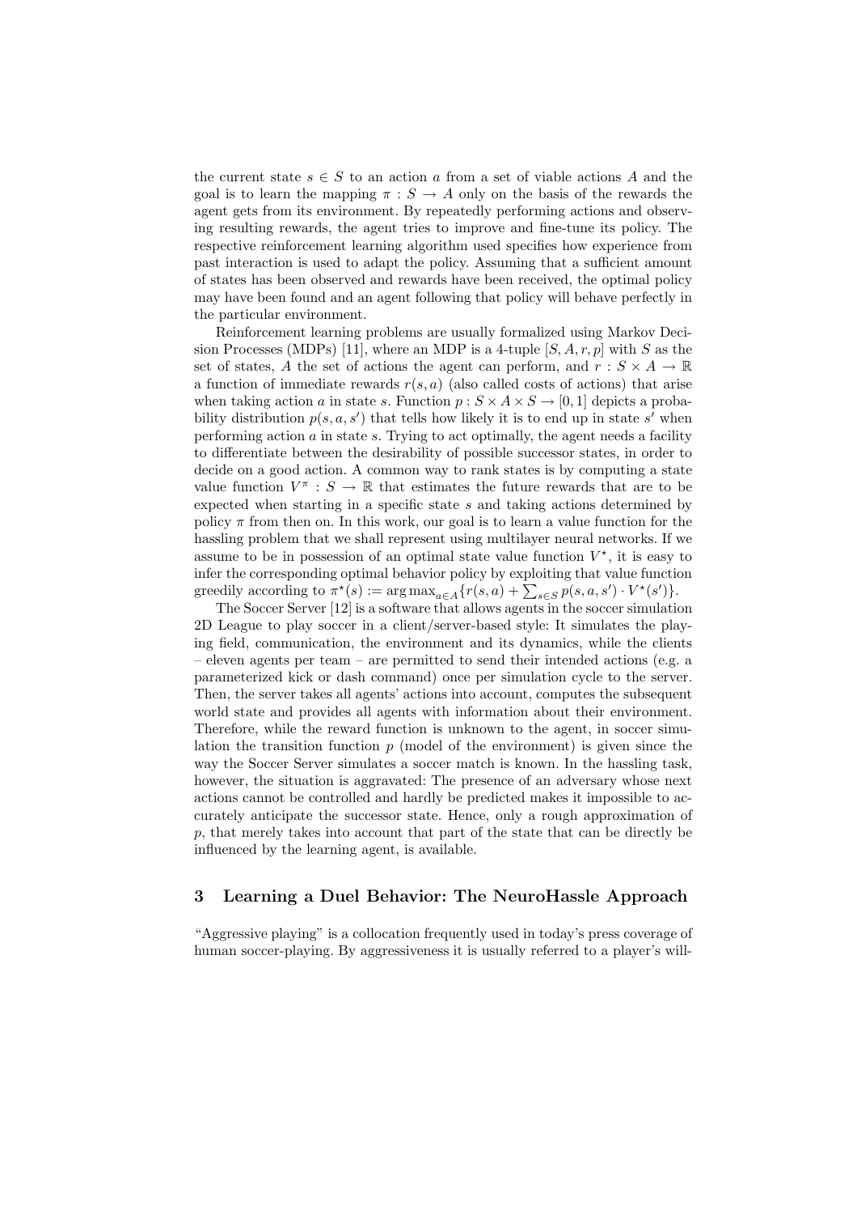the current state $s \in S$ to an action $a$ from a set of viable actions $A$ and the goal is to learn the mapping $\pi : S \rightarrow A$ only on the basis of the rewards the agent gets from its environment. By repeatedly performing actions and observing resulting rewards, the agent tries to improve and fine-tune its policy. The respective reinforcement learning algorithm used specifies how experience from past interaction is used to adapt the policy. Assuming that a sufficient amount of states has been observed and rewards have been received, the optimal policy may have been found and an agent following that policy will behave perfectly in the particular environment.

Reinforcement learning problems are usually formalized using Markov Decision Processes (MDPs) [11], where an MDP is a 4-tuple $[S, A, r, p]$ with $S$ as the set of states, $A$ the set of actions the agent can perform, and $r : S \times A \rightarrow \mathbb{R}$ a function of immediate rewards $r(s, a)$ (also called costs of actions) that arise when taking action $a$ in state $s$. Function $p : S \times A \times S \rightarrow [0, 1]$ depicts a probability distribution $p(s, a, s')$ that tells how likely it is to end up in state $s'$ when performing action $a$ in state $s$. Trying to act optimally, the agent needs a facility to differentiate between the desirability of possible successor states, in order to decide on a good action. A common way to rank states is by computing a state value function $V^\pi : S \rightarrow \mathbb{R}$ that estimates the future rewards that are to be expected when starting in a specific state $s$ and taking actions determined by policy $\pi$ from then on. In this work, our goal is to learn a value function for the hassling problem that we shall represent using multilayer neural networks. If we assume to be in possession of an optimal state value function $V^\star$, it is easy to infer the corresponding optimal behavior policy by exploiting that value function greedily according to $\pi^\star(s) := \arg\max_{a \in A}\{r(s, a) + \sum_{s \in S} p(s, a, s') \cdot V^\star(s')\}$.

The Soccer Server [12] is a software that allows agents in the soccer simulation 2D League to play soccer in a client/server-based style: It simulates the playing field, communication, the environment and its dynamics, while the clients – eleven agents per team – are permitted to send their intended actions (e.g. a parameterized kick or dash command) once per simulation cycle to the server. Then, the server takes all agents' actions into account, computes the subsequent world state and provides all agents with information about their environment. Therefore, while the reward function is unknown to the agent, in soccer simulation the transition function $p$ (model of the environment) is given since the way the Soccer Server simulates a soccer match is known. In the hassling task, however, the situation is aggravated: The presence of an adversary whose next actions cannot be controlled and hardly be predicted makes it impossible to accurately anticipate the successor state. Hence, only a rough approximation of $p$, that merely takes into account that part of the state that can be directly be influenced by the learning agent, is available.

## 3 Learning a Duel Behavior: The NeuroHassle Approach

"Aggressive playing" is a collocation frequently used in today's press coverage of human soccer-playing. By aggressiveness it is usually referred to a player's will-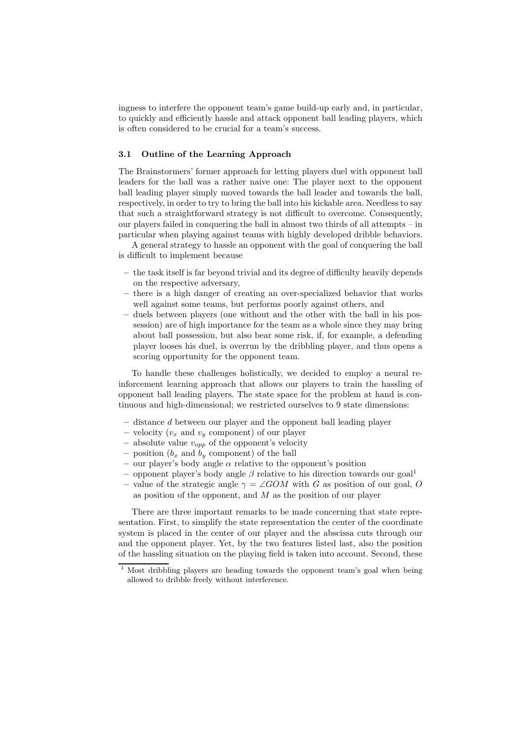ingness to interfere the opponent team's game build-up early and, in particular, to quickly and efficiently hassle and attack opponent ball leading players, which is often considered to be crucial for a team's success.

### 3.1 Outline of the Learning Approach

The Brainstormers' former approach for letting players duel with opponent ball leaders for the ball was a rather naive one: The player next to the opponent ball leading player simply moved towards the ball leader and towards the ball, respectively, in order to try to bring the ball into his kickable area. Needless to say that such a straightforward strategy is not difficult to overcome. Consequently, our players failed in conquering the ball in almost two thirds of all attempts – in particular when playing against teams with highly developed dribble behaviors.

A general strategy to hassle an opponent with the goal of conquering the ball is difficult to implement because

- the task itself is far beyond trivial and its degree of difficulty heavily depends on the respective adversary,
- there is a high danger of creating an over-specialized behavior that works well against some teams, but performs poorly against others, and
- duels between players (one without and the other with the ball in his possession) are of high importance for the team as a whole since they may bring about ball possession, but also bear some risk, if, for example, a defending player looses his duel, is overrun by the dribbling player, and thus opens a scoring opportunity for the opponent team.

To handle these challenges holistically, we decided to employ a neural reinforcement learning approach that allows our players to train the hassling of opponent ball leading players. The state space for the problem at hand is continuous and high-dimensional; we restricted ourselves to 9 state dimensions:

- distance $d$ between our player and the opponent ball leading player
- velocity ($v_x$ and $v_y$ component) of our player
- absolute value $v_{opp}$ of the opponent's velocity
- position ($b_x$ and $b_y$ component) of the ball
- our player's body angle $\alpha$ relative to the opponent's position
- opponent player's body angle $\beta$ relative to his direction towards our goal[1]
- value of the strategic angle $\gamma = \angle GOM$ with $G$ as position of our goal, $O$ as position of the opponent, and $M$ as the position of our player

There are three important remarks to be made concerning that state representation. First, to simplify the state representation the center of the coordinate system is placed in the center of our player and the abscissa cuts through our and the opponent player. Yet, by the two features listed last, also the position of the hassling situation on the playing field is taken into account. Second, these

[1] Most dribbling players are heading towards the opponent team's goal when being allowed to dribble freely without interference.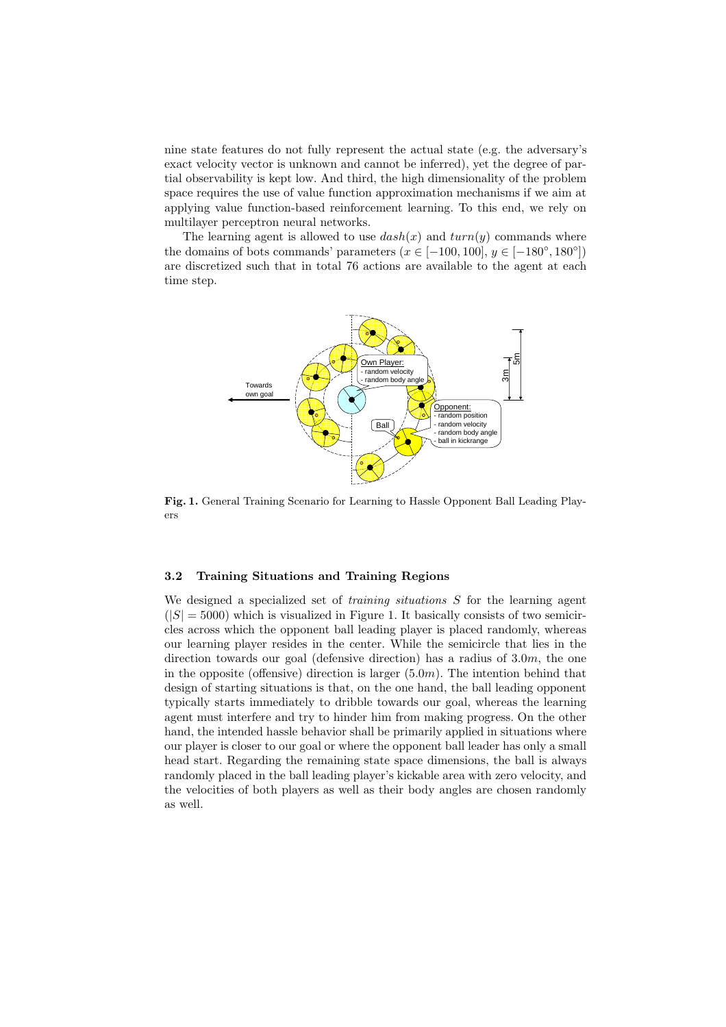nine state features do not fully represent the actual state (e.g. the adversary's exact velocity vector is unknown and cannot be inferred), yet the degree of partial observability is kept low. And third, the high dimensionality of the problem space requires the use of value function approximation mechanisms if we aim at applying value function-based reinforcement learning. To this end, we rely on multilayer perceptron neural networks.

The learning agent is allowed to use $dash(x)$ and $turn(y)$ commands where the domains of bots commands' parameters ($x \in [-100, 100]$, $y \in [-180°, 180°]$) are discretized such that in total 76 actions are available to the agent at each time step.

**Fig. 1.** General Training Scenario for Learning to Hassle Opponent Ball Leading Players

### 3.2 Training Situations and Training Regions

We designed a specialized set of *training situations* $S$ for the learning agent ($|S| = 5000$) which is visualized in Figure 1. It basically consists of two semicircles across which the opponent ball leading player is placed randomly, whereas our learning player resides in the center. While the semicircle that lies in the direction towards our goal (defensive direction) has a radius of $3.0m$, the one in the opposite (offensive) direction is larger ($5.0m$). The intention behind that design of starting situations is that, on the one hand, the ball leading opponent typically starts immediately to dribble towards our goal, whereas the learning agent must interfere and try to hinder him from making progress. On the other hand, the intended hassle behavior shall be primarily applied in situations where our player is closer to our goal or where the opponent ball leader has only a small head start. Regarding the remaining state space dimensions, the ball is always randomly placed in the ball leading player's kickable area with zero velocity, and the velocities of both players as well as their body angles are chosen randomly as well.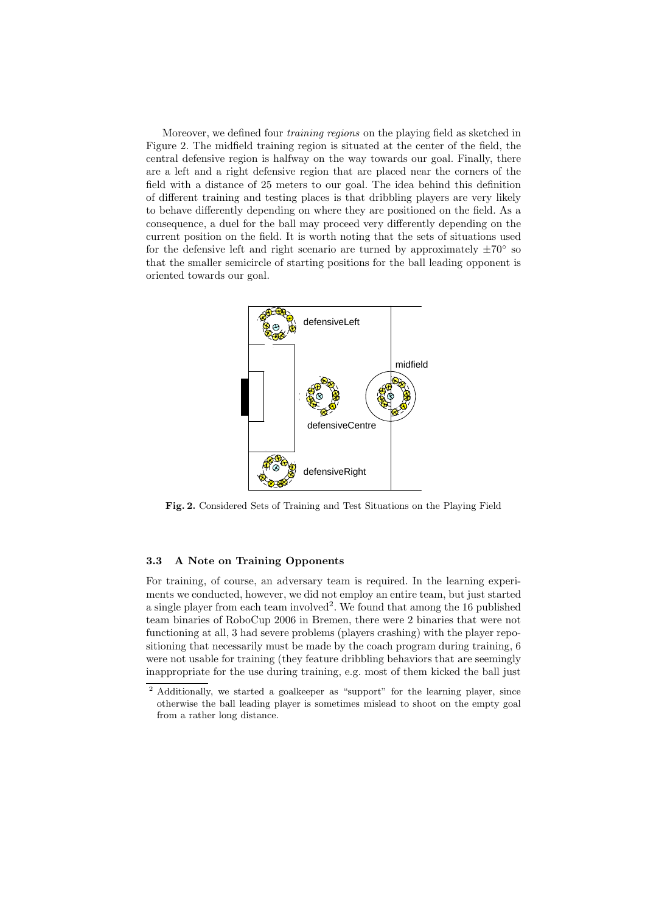Moreover, we defined four *training regions* on the playing field as sketched in Figure 2. The midfield training region is situated at the center of the field, the central defensive region is halfway on the way towards our goal. Finally, there are a left and a right defensive region that are placed near the corners of the field with a distance of 25 meters to our goal. The idea behind this definition of different training and testing places is that dribbling players are very likely to behave differently depending on where they are positioned on the field. As a consequence, a duel for the ball may proceed very differently depending on the current position on the field. It is worth noting that the sets of situations used for the defensive left and right scenario are turned by approximately $\pm 70°$ so that the smaller semicircle of starting positions for the ball leading opponent is oriented towards our goal.

**Fig. 2.** Considered Sets of Training and Test Situations on the Playing Field

### 3.3 A Note on Training Opponents

For training, of course, an adversary team is required. In the learning experiments we conducted, however, we did not employ an entire team, but just started a single player from each team involved[2]. We found that among the 16 published team binaries of RoboCup 2006 in Bremen, there were 2 binaries that were not functioning at all, 3 had severe problems (players crashing) with the player repositioning that necessarily must be made by the coach program during training, 6 were not usable for training (they feature dribbling behaviors that are seemingly inappropriate for the use during training, e.g. most of them kicked the ball just

[2] Additionally, we started a goalkeeper as "support" for the learning player, since otherwise the ball leading player is sometimes mislead to shoot on the empty goal from a rather long distance.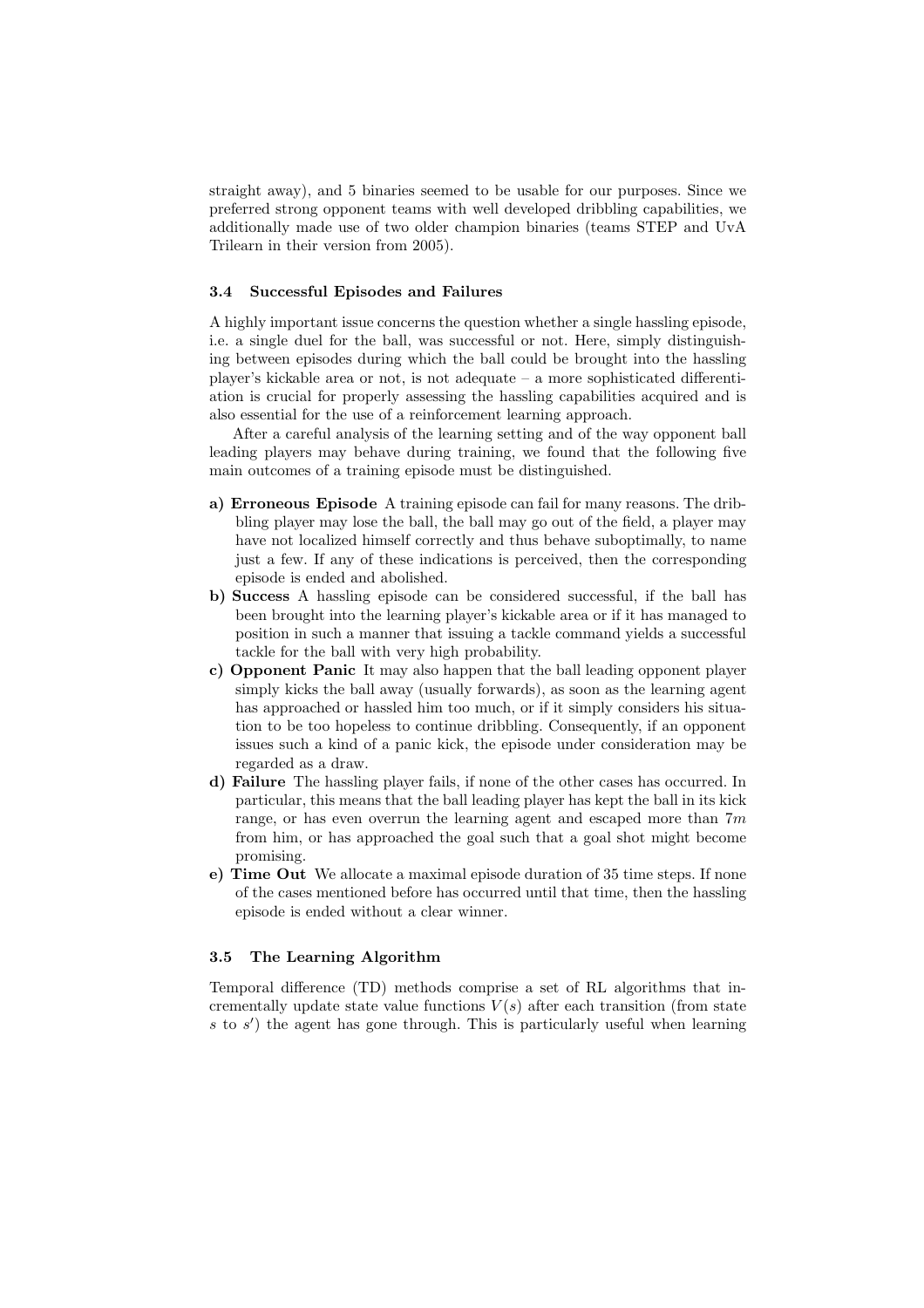straight away), and 5 binaries seemed to be usable for our purposes. Since we preferred strong opponent teams with well developed dribbling capabilities, we additionally made use of two older champion binaries (teams STEP and UvA Trilearn in their version from 2005).

### 3.4 Successful Episodes and Failures

A highly important issue concerns the question whether a single hassling episode, i.e. a single duel for the ball, was successful or not. Here, simply distinguishing between episodes during which the ball could be brought into the hassling player's kickable area or not, is not adequate – a more sophisticated differentiation is crucial for properly assessing the hassling capabilities acquired and is also essential for the use of a reinforcement learning approach.

After a careful analysis of the learning setting and of the way opponent ball leading players may behave during training, we found that the following five main outcomes of a training episode must be distinguished.

- **a) Erroneous Episode** A training episode can fail for many reasons. The dribbling player may lose the ball, the ball may go out of the field, a player may have not localized himself correctly and thus behave suboptimally, to name just a few. If any of these indications is perceived, then the corresponding episode is ended and abolished.
- **b) Success** A hassling episode can be considered successful, if the ball has been brought into the learning player's kickable area or if it has managed to position in such a manner that issuing a tackle command yields a successful tackle for the ball with very high probability.
- **c) Opponent Panic** It may also happen that the ball leading opponent player simply kicks the ball away (usually forwards), as soon as the learning agent has approached or hassled him too much, or if it simply considers his situation to be too hopeless to continue dribbling. Consequently, if an opponent issues such a kind of a panic kick, the episode under consideration may be regarded as a draw.
- **d) Failure** The hassling player fails, if none of the other cases has occurred. In particular, this means that the ball leading player has kept the ball in its kick range, or has even overrun the learning agent and escaped more than $7m$ from him, or has approached the goal such that a goal shot might become promising.
- **e) Time Out** We allocate a maximal episode duration of 35 time steps. If none of the cases mentioned before has occurred until that time, then the hassling episode is ended without a clear winner.

### 3.5 The Learning Algorithm

Temporal difference (TD) methods comprise a set of RL algorithms that incrementally update state value functions $V(s)$ after each transition (from state $s$ to $s'$) the agent has gone through. This is particularly useful when learning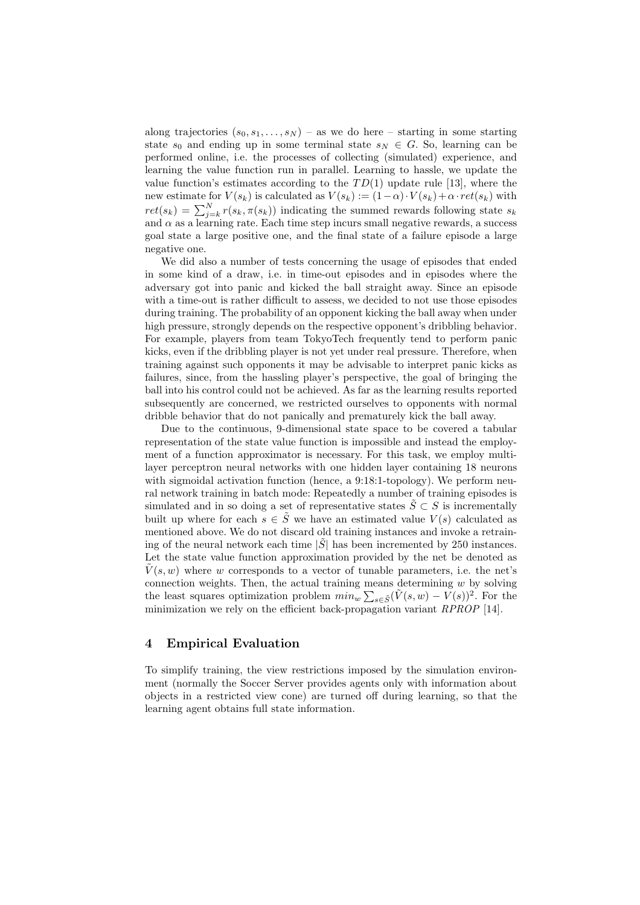along trajectories $(s_0, s_1, \ldots, s_N)$ – as we do here – starting in some starting state $s_0$ and ending up in some terminal state $s_N \in G$. So, learning can be performed online, i.e. the processes of collecting (simulated) experience, and learning the value function run in parallel. Learning to hassle, we update the value function's estimates according to the $TD(1)$ update rule [13], where the new estimate for $V(s_k)$ is calculated as $V(s_k) := (1-\alpha) \cdot V(s_k) + \alpha \cdot ret(s_k)$ with $ret(s_k) = \sum_{j=k}^{N} r(s_k, \pi(s_k))$ indicating the summed rewards following state $s_k$ and $\alpha$ as a learning rate. Each time step incurs small negative rewards, a success goal state a large positive one, and the final state of a failure episode a large negative one.

We did also a number of tests concerning the usage of episodes that ended in some kind of a draw, i.e. in time-out episodes and in episodes where the adversary got into panic and kicked the ball straight away. Since an episode with a time-out is rather difficult to assess, we decided to not use those episodes during training. The probability of an opponent kicking the ball away when under high pressure, strongly depends on the respective opponent's dribbling behavior. For example, players from team TokyoTech frequently tend to perform panic kicks, even if the dribbling player is not yet under real pressure. Therefore, when training against such opponents it may be advisable to interpret panic kicks as failures, since, from the hassling player's perspective, the goal of bringing the ball into his control could not be achieved. As far as the learning results reported subsequently are concerned, we restricted ourselves to opponents with normal dribble behavior that do not panically and prematurely kick the ball away.

Due to the continuous, 9-dimensional state space to be covered a tabular representation of the state value function is impossible and instead the employment of a function approximator is necessary. For this task, we employ multi-layer perceptron neural networks with one hidden layer containing 18 neurons with sigmoidal activation function (hence, a 9:18:1-topology). We perform neural network training in batch mode: Repeatedly a number of training episodes is simulated and in so doing a set of representative states $\tilde{S} \subset S$ is incrementally built up where for each $s \in \tilde{S}$ we have an estimated value $V(s)$ calculated as mentioned above. We do not discard old training instances and invoke a retraining of the neural network each time $|\tilde{S}|$ has been incremented by 250 instances. Let the state value function approximation provided by the net be denoted as $\tilde{V}(s, w)$ where $w$ corresponds to a vector of tunable parameters, i.e. the net's connection weights. Then, the actual training means determining $w$ by solving the least squares optimization problem $min_w \sum_{s \in \tilde{S}} (\tilde{V}(s, w) - V(s))^2$. For the minimization we rely on the efficient back-propagation variant *RPROP* [14].

## 4 Empirical Evaluation

To simplify training, the view restrictions imposed by the simulation environment (normally the Soccer Server provides agents only with information about objects in a restricted view cone) are turned off during learning, so that the learning agent obtains full state information.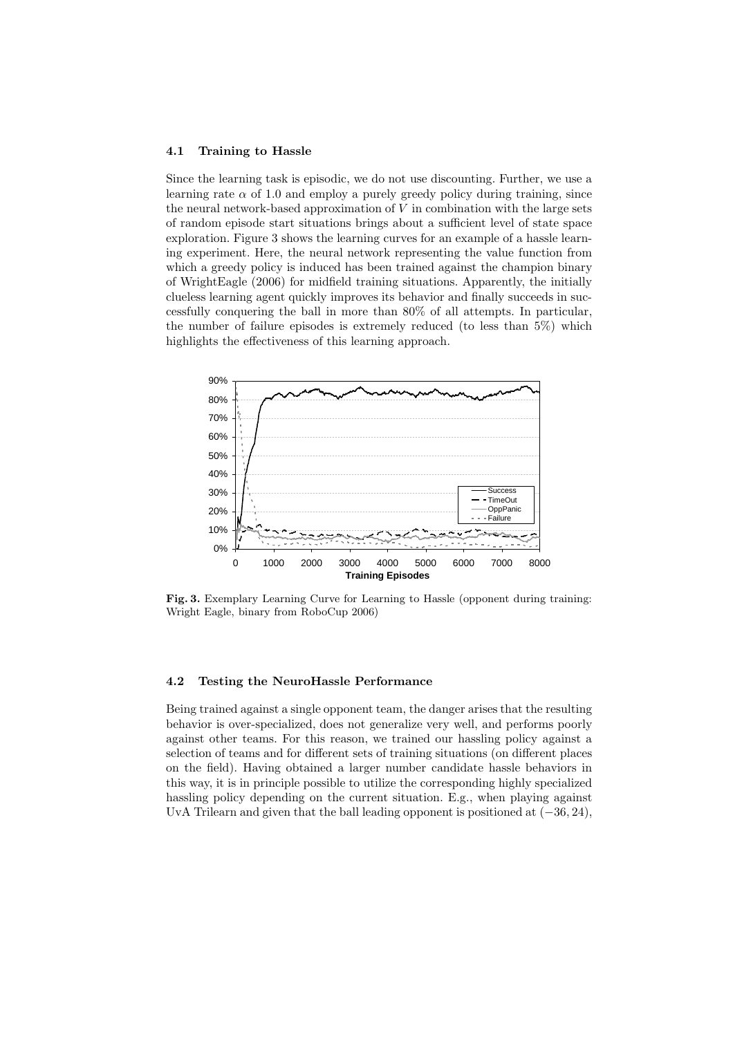### 4.1 Training to Hassle

Since the learning task is episodic, we do not use discounting. Further, we use a learning rate $\alpha$ of 1.0 and employ a purely greedy policy during training, since the neural network-based approximation of $V$ in combination with the large sets of random episode start situations brings about a sufficient level of state space exploration. Figure 3 shows the learning curves for an example of a hassle learning experiment. Here, the neural network representing the value function from which a greedy policy is induced has been trained against the champion binary of WrightEagle (2006) for midfield training situations. Apparently, the initially clueless learning agent quickly improves its behavior and finally succeeds in successfully conquering the ball in more than 80% of all attempts. In particular, the number of failure episodes is extremely reduced (to less than 5%) which highlights the effectiveness of this learning approach.

**Fig. 3.** Exemplary Learning Curve for Learning to Hassle (opponent during training: Wright Eagle, binary from RoboCup 2006)

### 4.2 Testing the NeuroHassle Performance

Being trained against a single opponent team, the danger arises that the resulting behavior is over-specialized, does not generalize very well, and performs poorly against other teams. For this reason, we trained our hassling policy against a selection of teams and for different sets of training situations (on different places on the field). Having obtained a larger number candidate hassle behaviors in this way, it is in principle possible to utilize the corresponding highly specialized hassling policy depending on the current situation. E.g., when playing against UvA Trilearn and given that the ball leading opponent is positioned at $(-36, 24)$,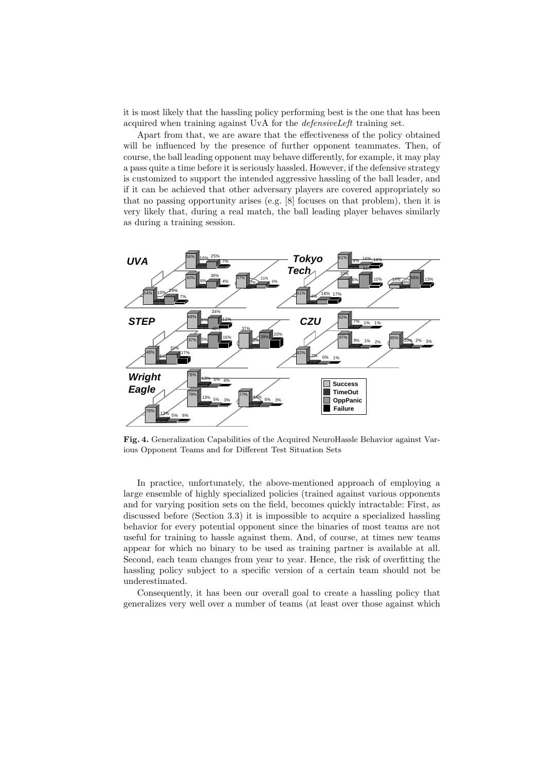it is most likely that the hassling policy performing best is the one that has been acquired when training against UvA for the *defensiveLeft* training set.

Apart from that, we are aware that the effectiveness of the policy obtained will be influenced by the presence of further opponent teammates. Then, of course, the ball leading opponent may behave differently, for example, it may play a pass quite a time before it is seriously hassled. However, if the defensive strategy is customized to support the intended aggressive hassling of the ball leader, and if it can be achieved that other adversary players are covered appropriately so that no passing opportunity arises (e.g. [8] focuses on that problem), then it is very likely that, during a real match, the ball leading player behaves similarly as during a training session.

**Fig. 4.** Generalization Capabilities of the Acquired NeuroHassle Behavior against Various Opponent Teams and for Different Test Situation Sets

In practice, unfortunately, the above-mentioned approach of employing a large ensemble of highly specialized policies (trained against various opponents and for varying position sets on the field, becomes quickly intractable: First, as discussed before (Section 3.3) it is impossible to acquire a specialized hassling behavior for every potential opponent since the binaries of most teams are not useful for training to hassle against them. And, of course, at times new teams appear for which no binary to be used as training partner is available at all. Second, each team changes from year to year. Hence, the risk of overfitting the hassling policy subject to a specific version of a certain team should not be underestimated.

Consequently, it has been our overall goal to create a hassling policy that generalizes very well over a number of teams (at least over those against which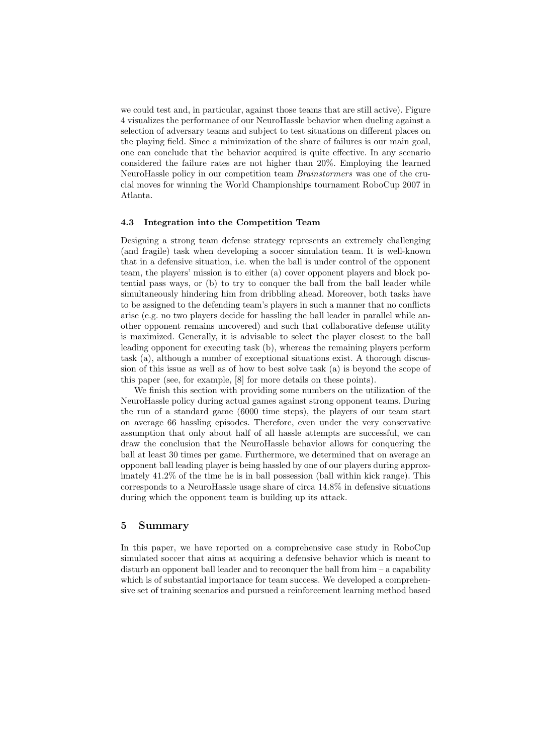we could test and, in particular, against those teams that are still active). Figure 4 visualizes the performance of our NeuroHassle behavior when dueling against a selection of adversary teams and subject to test situations on different places on the playing field. Since a minimization of the share of failures is our main goal, one can conclude that the behavior acquired is quite effective. In any scenario considered the failure rates are not higher than 20%. Employing the learned NeuroHassle policy in our competition team *Brainstormers* was one of the crucial moves for winning the World Championships tournament RoboCup 2007 in Atlanta.

### 4.3 Integration into the Competition Team

Designing a strong team defense strategy represents an extremely challenging (and fragile) task when developing a soccer simulation team. It is well-known that in a defensive situation, i.e. when the ball is under control of the opponent team, the players' mission is to either (a) cover opponent players and block potential pass ways, or (b) to try to conquer the ball from the ball leader while simultaneously hindering him from dribbling ahead. Moreover, both tasks have to be assigned to the defending team's players in such a manner that no conflicts arise (e.g. no two players decide for hassling the ball leader in parallel while another opponent remains uncovered) and such that collaborative defense utility is maximized. Generally, it is advisable to select the player closest to the ball leading opponent for executing task (b), whereas the remaining players perform task (a), although a number of exceptional situations exist. A thorough discussion of this issue as well as of how to best solve task (a) is beyond the scope of this paper (see, for example, [8] for more details on these points).

We finish this section with providing some numbers on the utilization of the NeuroHassle policy during actual games against strong opponent teams. During the run of a standard game (6000 time steps), the players of our team start on average 66 hassling episodes. Therefore, even under the very conservative assumption that only about half of all hassle attempts are successful, we can draw the conclusion that the NeuroHassle behavior allows for conquering the ball at least 30 times per game. Furthermore, we determined that on average an opponent ball leading player is being hassled by one of our players during approximately 41.2% of the time he is in ball possession (ball within kick range). This corresponds to a NeuroHassle usage share of circa 14.8% in defensive situations during which the opponent team is building up its attack.

## 5 Summary

In this paper, we have reported on a comprehensive case study in RoboCup simulated soccer that aims at acquiring a defensive behavior which is meant to disturb an opponent ball leader and to reconquer the ball from him – a capability which is of substantial importance for team success. We developed a comprehensive set of training scenarios and pursued a reinforcement learning method based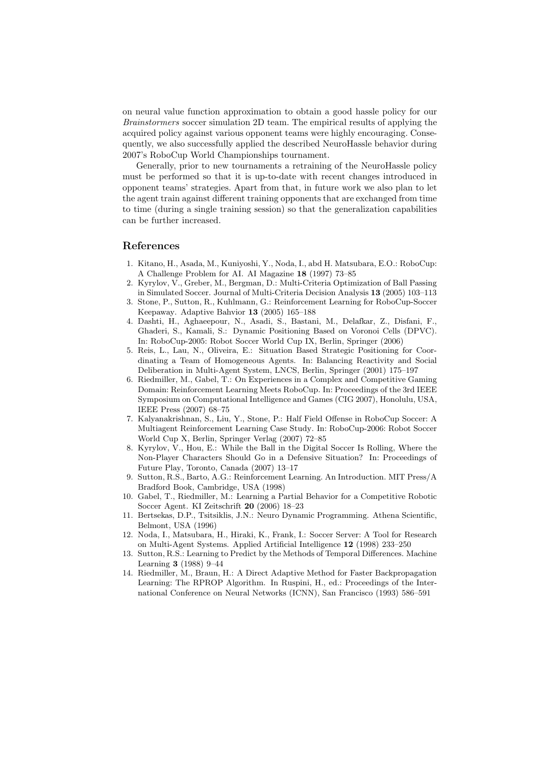on neural value function approximation to obtain a good hassle policy for our *Brainstormers* soccer simulation 2D team. The empirical results of applying the acquired policy against various opponent teams were highly encouraging. Consequently, we also successfully applied the described NeuroHassle behavior during 2007's RoboCup World Championships tournament.

Generally, prior to new tournaments a retraining of the NeuroHassle policy must be performed so that it is up-to-date with recent changes introduced in opponent teams' strategies. Apart from that, in future work we also plan to let the agent train against different training opponents that are exchanged from time to time (during a single training session) so that the generalization capabilities can be further increased.

## References

1. Kitano, H., Asada, M., Kuniyoshi, Y., Noda, I., abd H. Matsubara, E.O.: RoboCup: A Challenge Problem for AI. AI Magazine **18** (1997) 73–85
2. Kyrylov, V., Greber, M., Bergman, D.: Multi-Criteria Optimization of Ball Passing in Simulated Soccer. Journal of Multi-Criteria Decision Analysis **13** (2005) 103–113
3. Stone, P., Sutton, R., Kuhlmann, G.: Reinforcement Learning for RoboCup-Soccer Keepaway. Adaptive Bahvior **13** (2005) 165–188
4. Dashti, H., Aghaeepour, N., Asadi, S., Bastani, M., Delafkar, Z., Disfani, F., Ghaderi, S., Kamali, S.: Dynamic Positioning Based on Voronoi Cells (DPVC). In: RoboCup-2005: Robot Soccer World Cup IX, Berlin, Springer (2006)
5. Reis, L., Lau, N., Oliveira, E.: Situation Based Strategic Positioning for Coordinating a Team of Homogeneous Agents. In: Balancing Reactivity and Social Deliberation in Multi-Agent System, LNCS, Berlin, Springer (2001) 175–197
6. Riedmiller, M., Gabel, T.: On Experiences in a Complex and Competitive Gaming Domain: Reinforcement Learning Meets RoboCup. In: Proceedings of the 3rd IEEE Symposium on Computational Intelligence and Games (CIG 2007), Honolulu, USA, IEEE Press (2007) 68–75
7. Kalyanakrishnan, S., Liu, Y., Stone, P.: Half Field Offense in RoboCup Soccer: A Multiagent Reinforcement Learning Case Study. In: RoboCup-2006: Robot Soccer World Cup X, Berlin, Springer Verlag (2007) 72–85
8. Kyrylov, V., Hou, E.: While the Ball in the Digital Soccer Is Rolling, Where the Non-Player Characters Should Go in a Defensive Situation? In: Proceedings of Future Play, Toronto, Canada (2007) 13–17
9. Sutton, R.S., Barto, A.G.: Reinforcement Learning. An Introduction. MIT Press/A Bradford Book, Cambridge, USA (1998)
10. Gabel, T., Riedmiller, M.: Learning a Partial Behavior for a Competitive Robotic Soccer Agent. KI Zeitschrift **20** (2006) 18–23
11. Bertsekas, D.P., Tsitsiklis, J.N.: Neuro Dynamic Programming. Athena Scientific, Belmont, USA (1996)
12. Noda, I., Matsubara, H., Hiraki, K., Frank, I.: Soccer Server: A Tool for Research on Multi-Agent Systems. Applied Artificial Intelligence **12** (1998) 233–250
13. Sutton, R.S.: Learning to Predict by the Methods of Temporal Differences. Machine Learning **3** (1988) 9–44
14. Riedmiller, M., Braun, H.: A Direct Adaptive Method for Faster Backpropagation Learning: The RPROP Algorithm. In Ruspini, H., ed.: Proceedings of the International Conference on Neural Networks (ICNN), San Francisco (1993) 586–591